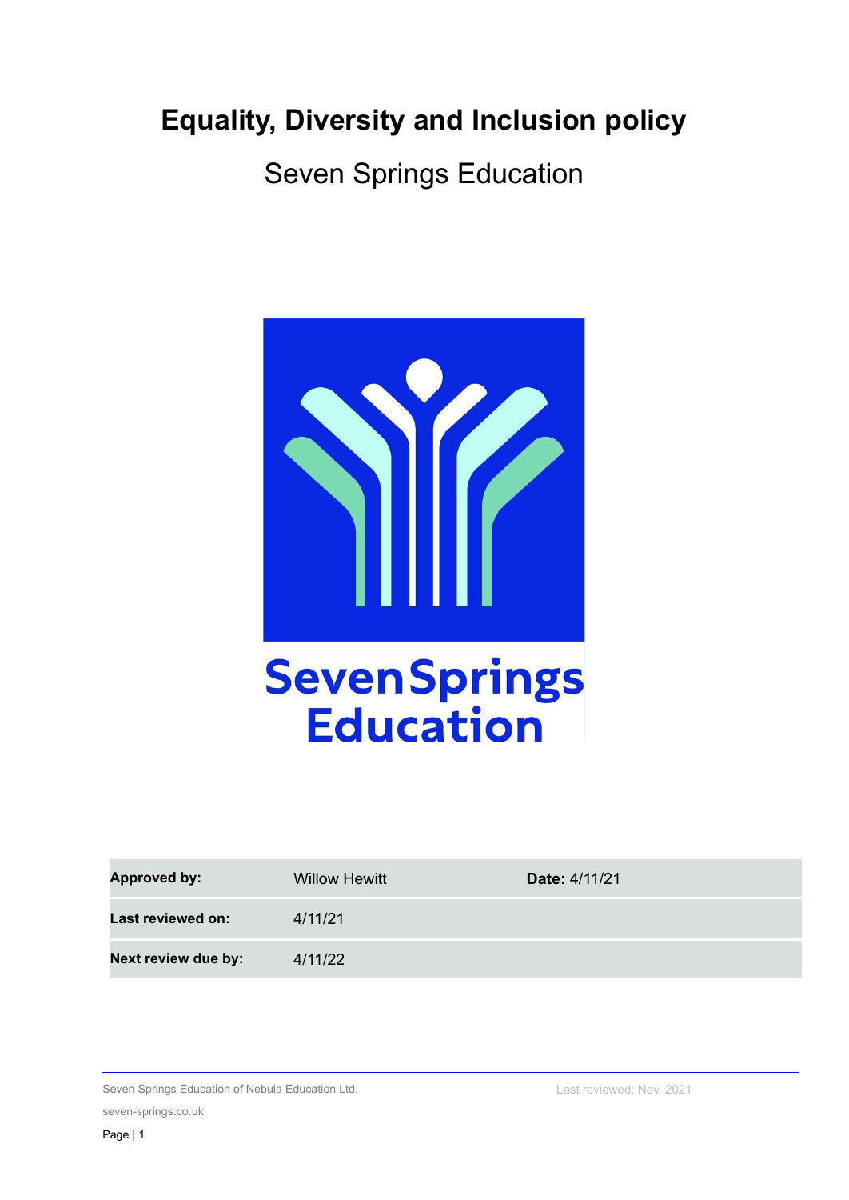# Equality, Diversity and Inclusion policy

Seven Springs Education

| Approved by: | Willow Hewitt | Date: 4/11/21 |
| --- | --- | --- |
| Last reviewed on: | 4/11/21 | |
| Next review due by: | 4/11/22 | |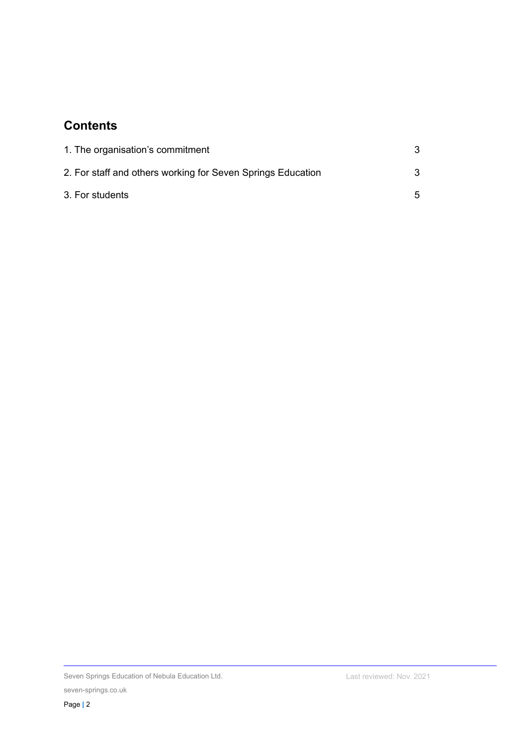## Contents

| | |
|---|---|
| 1. The organisation's commitment | 3 |
| 2. For staff and others working for Seven Springs Education | 3 |
| 3. For students | 5 |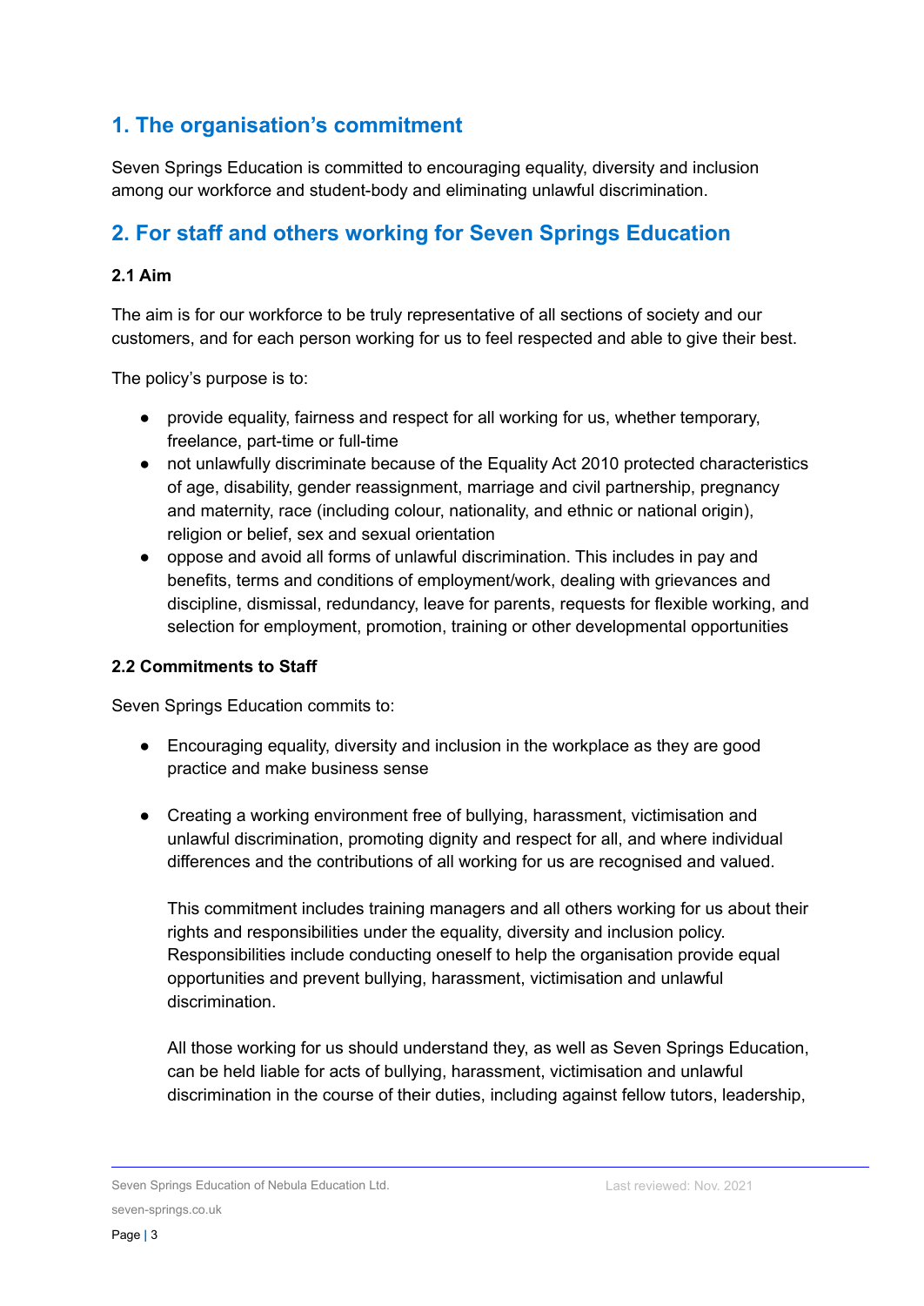## 1. The organisation's commitment

Seven Springs Education is committed to encouraging equality, diversity and inclusion among our workforce and student-body and eliminating unlawful discrimination.

## 2. For staff and others working for Seven Springs Education

### 2.1 Aim

The aim is for our workforce to be truly representative of all sections of society and our customers, and for each person working for us to feel respected and able to give their best.

The policy's purpose is to:

- provide equality, fairness and respect for all working for us, whether temporary, freelance, part-time or full-time
- not unlawfully discriminate because of the Equality Act 2010 protected characteristics of age, disability, gender reassignment, marriage and civil partnership, pregnancy and maternity, race (including colour, nationality, and ethnic or national origin), religion or belief, sex and sexual orientation
- oppose and avoid all forms of unlawful discrimination. This includes in pay and benefits, terms and conditions of employment/work, dealing with grievances and discipline, dismissal, redundancy, leave for parents, requests for flexible working, and selection for employment, promotion, training or other developmental opportunities

### 2.2 Commitments to Staff

Seven Springs Education commits to:

- Encouraging equality, diversity and inclusion in the workplace as they are good practice and make business sense

- Creating a working environment free of bullying, harassment, victimisation and unlawful discrimination, promoting dignity and respect for all, and where individual differences and the contributions of all working for us are recognised and valued.

  This commitment includes training managers and all others working for us about their rights and responsibilities under the equality, diversity and inclusion policy. Responsibilities include conducting oneself to help the organisation provide equal opportunities and prevent bullying, harassment, victimisation and unlawful discrimination.

  All those working for us should understand they, as well as Seven Springs Education, can be held liable for acts of bullying, harassment, victimisation and unlawful discrimination in the course of their duties, including against fellow tutors, leadership,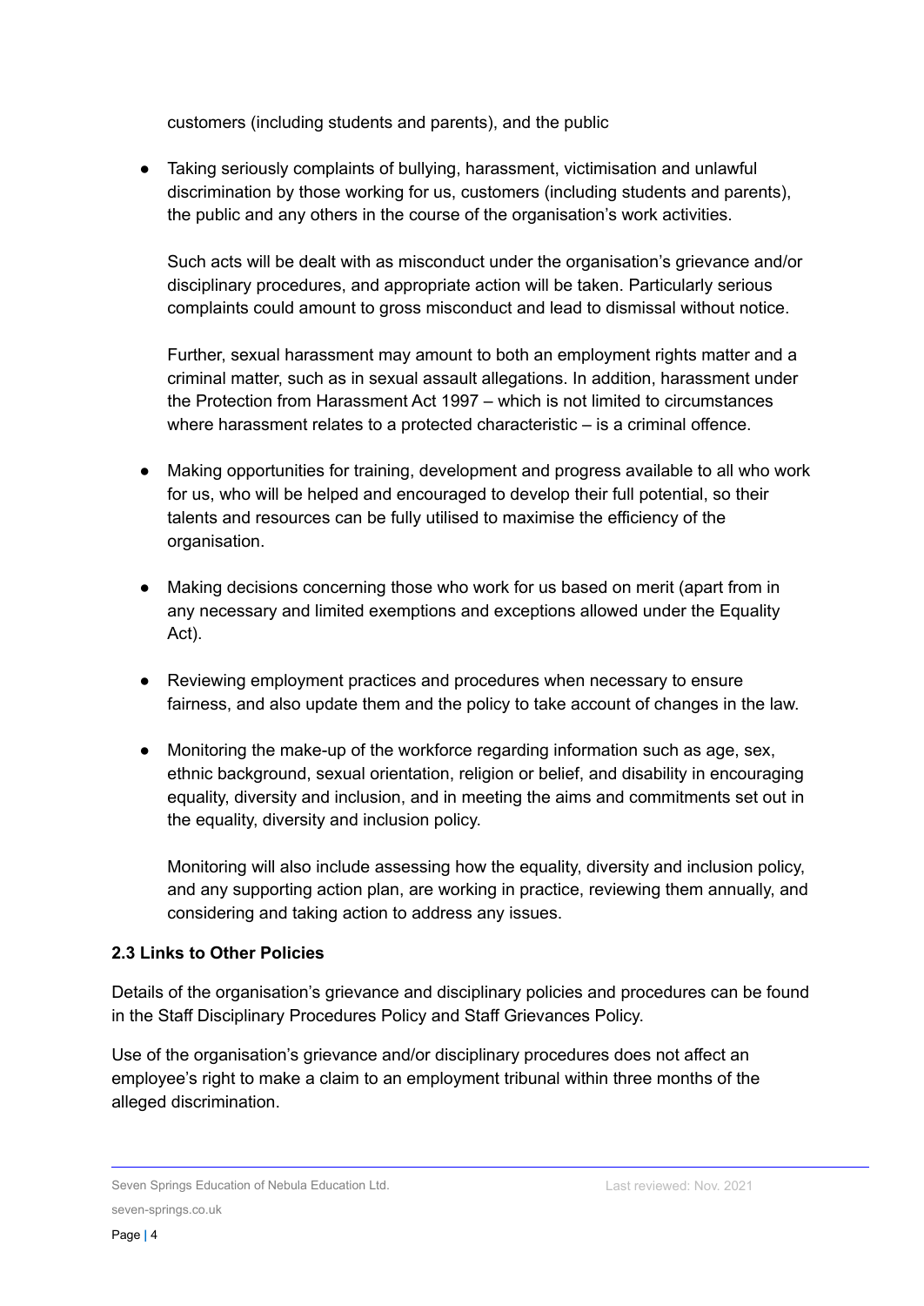customers (including students and parents), and the public

- Taking seriously complaints of bullying, harassment, victimisation and unlawful discrimination by those working for us, customers (including students and parents), the public and any others in the course of the organisation's work activities.

  Such acts will be dealt with as misconduct under the organisation's grievance and/or disciplinary procedures, and appropriate action will be taken. Particularly serious complaints could amount to gross misconduct and lead to dismissal without notice.

  Further, sexual harassment may amount to both an employment rights matter and a criminal matter, such as in sexual assault allegations. In addition, harassment under the Protection from Harassment Act 1997 – which is not limited to circumstances where harassment relates to a protected characteristic – is a criminal offence.

- Making opportunities for training, development and progress available to all who work for us, who will be helped and encouraged to develop their full potential, so their talents and resources can be fully utilised to maximise the efficiency of the organisation.

- Making decisions concerning those who work for us based on merit (apart from in any necessary and limited exemptions and exceptions allowed under the Equality Act).

- Reviewing employment practices and procedures when necessary to ensure fairness, and also update them and the policy to take account of changes in the law.

- Monitoring the make-up of the workforce regarding information such as age, sex, ethnic background, sexual orientation, religion or belief, and disability in encouraging equality, diversity and inclusion, and in meeting the aims and commitments set out in the equality, diversity and inclusion policy.

  Monitoring will also include assessing how the equality, diversity and inclusion policy, and any supporting action plan, are working in practice, reviewing them annually, and considering and taking action to address any issues.

**2.3 Links to Other Policies**

Details of the organisation's grievance and disciplinary policies and procedures can be found in the Staff Disciplinary Procedures Policy and Staff Grievances Policy.

Use of the organisation's grievance and/or disciplinary procedures does not affect an employee's right to make a claim to an employment tribunal within three months of the alleged discrimination.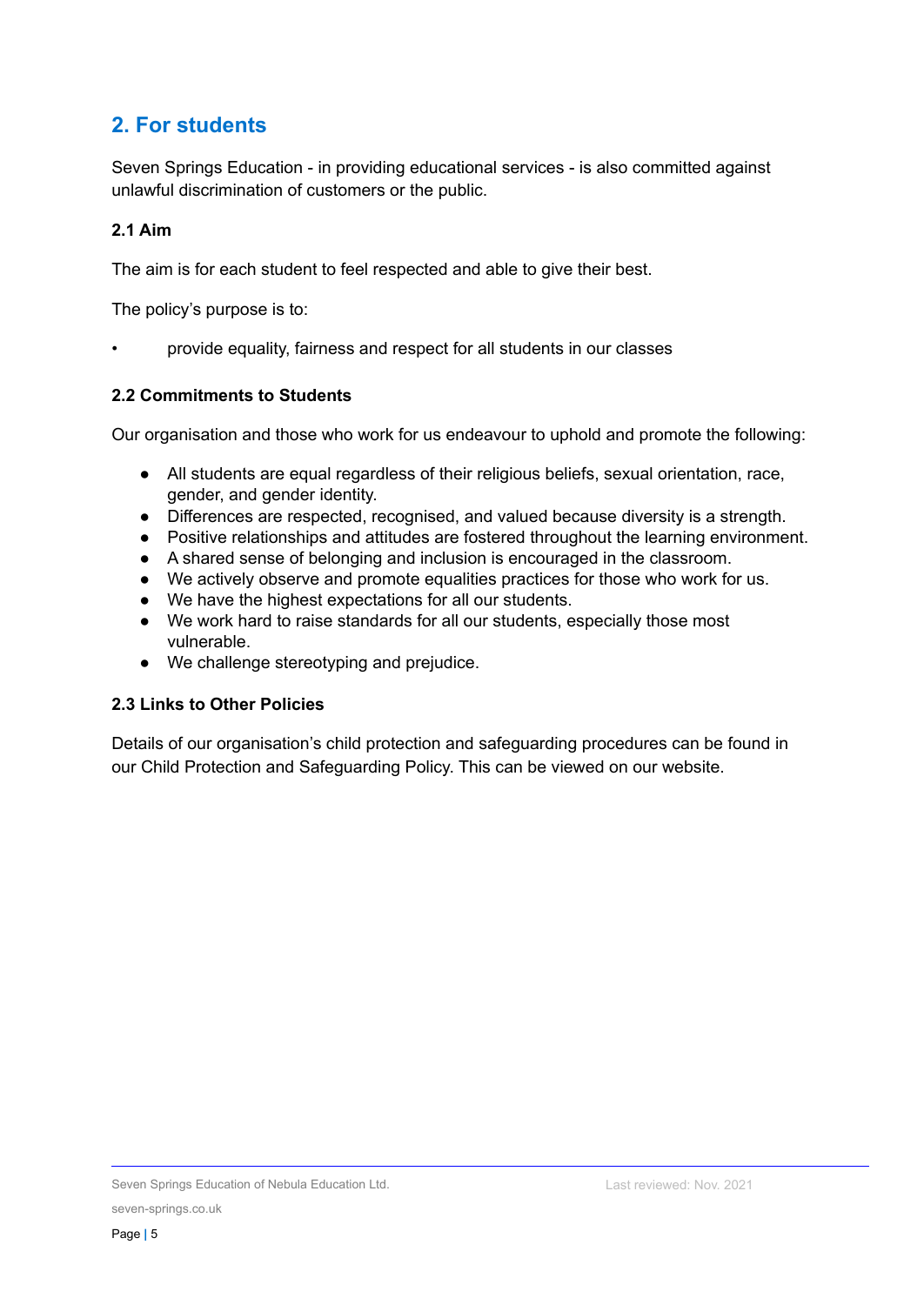## 2. For students

Seven Springs Education - in providing educational services - is also committed against unlawful discrimination of customers or the public.

### 2.1 Aim

The aim is for each student to feel respected and able to give their best.

The policy's purpose is to:

- provide equality, fairness and respect for all students in our classes

### 2.2 Commitments to Students

Our organisation and those who work for us endeavour to uphold and promote the following:

- All students are equal regardless of their religious beliefs, sexual orientation, race, gender, and gender identity.
- Differences are respected, recognised, and valued because diversity is a strength.
- Positive relationships and attitudes are fostered throughout the learning environment.
- A shared sense of belonging and inclusion is encouraged in the classroom.
- We actively observe and promote equalities practices for those who work for us.
- We have the highest expectations for all our students.
- We work hard to raise standards for all our students, especially those most vulnerable.
- We challenge stereotyping and prejudice.

### 2.3 Links to Other Policies

Details of our organisation's child protection and safeguarding procedures can be found in our Child Protection and Safeguarding Policy. This can be viewed on our website.